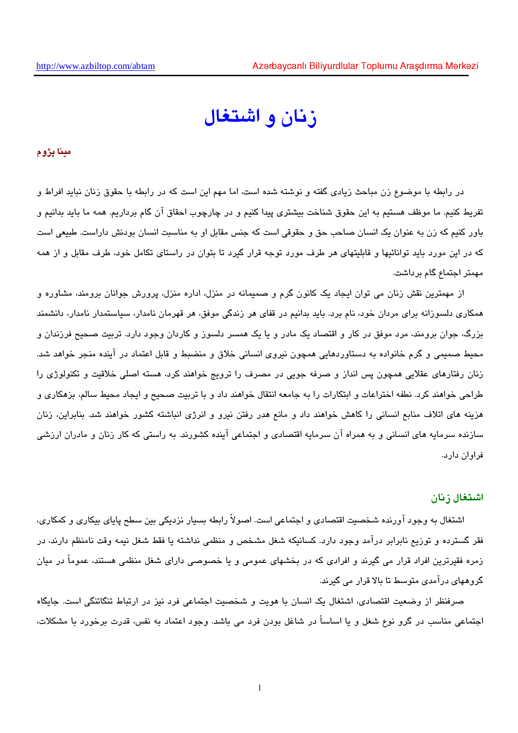# زنان و اشتغال

**مینا پژوم**

در رابطه با موضوع زن مباحث زیادی گفته و نوشته شده است، اما مهم این است که در رابطه با حقوق زنان نباید افراط و تفریط کنیم. ما موظف هستیم به این حقوق شناخت بیشتری پیدا کنیم و در چارچوب احقاق آن گام برداریم. همه ما باید بدانیم و باور کنیم که زن به عنوان یک انسان صاحب حق و حقوقی است که جنس مقابل او به مناسبت انسان بودنش داراست. طبیعی است که در این مورد باید توانائیها و قابلیتهای هر طرف مورد توجه قرار گیرد تا بتوان در راستای تکامل خود، طرف مقابل و از همه مهمتر اجتماع گام برداشت.

از مهمترین نقش زنان می توان ایجاد یک کانون گرم و صمیمانه در منزل، اداره منزل، پرورش جوانان برومند، مشاوره و همکاری دلسوزانه برای مردان خود، نام برد. باید بدانیم در قفای هر زندگی موفق، هر قهرمان نامدار، سیاستمدار نامدار، دانشمند بزرگ، جوان برومند، مرد موفق در کار و اقتصاد یک مادر و یا یک همسر دلسوز و کاردان وجود دارد. تربیت صحیح فرزندان و محیط صمیمی و گرم خانواده به دستاوردهایی همچون نیروی انسانی خلاق و منضبط و قابل اعتماد در آینده منجر خواهد شد. زنان رفتارهای عقلایی همچون پس انداز و صرفه جویی در مصرف را ترویج خواهند کرد، هسته اصلی خلاقیت و تکنولوژی را طراحی خواهند کرد. نطفه اختراعات و ابتکارات را به جامعه انتقال خواهند داد و با تربیت صحیح و ایجاد محیط سالم، بزهکاری و هزینه های اتلاف منابع انسانی را کاهش خواهند داد و مانع هدر رفتن نیرو و انرژی انباشته کشور خواهند شد. بنابراین، زنان سازنده سرمایه های انسانی و به همراه آن سرمایه اقتصادی و اجتماعی آینده کشورند. به راستی که کار زنان و مادران ارزشی فراوان دارد.

## اشتغال زنان

اشتغال به وجود آورنده شخصیت اقتصادی و اجتماعی است. اصولاً رابطه بسیار نزدیکی بین سطح پایای بیکاری و کمکاری، فقر گسترده و توزیع نابرابر درآمد وجود دارد. کسانیکه شغل مشخص و منظمی نداشته یا فقط شغل نیمه وقت نامنظم دارند، در زمره فقیرترین افراد قرار می گیرند و افرادی که در بخشهای عمومی و یا خصوصی دارای شغل منظمی هستند، عموماً در میان گروههای درآمدی متوسط تا بالا قرار می گیرند.

صرفنظر از وضعیت اقتصادی، اشتغال یک انسان با هویت و شخصیت اجتماعی فرد نیز در ارتباط تنگاتنگی است. جایگاه اجتماعی مناسب در گرو نوع شغل و یا اساساً در شاغل بودن فرد می باشد. وجود اعتماد به نفس، قدرت برخورد با مشکلات،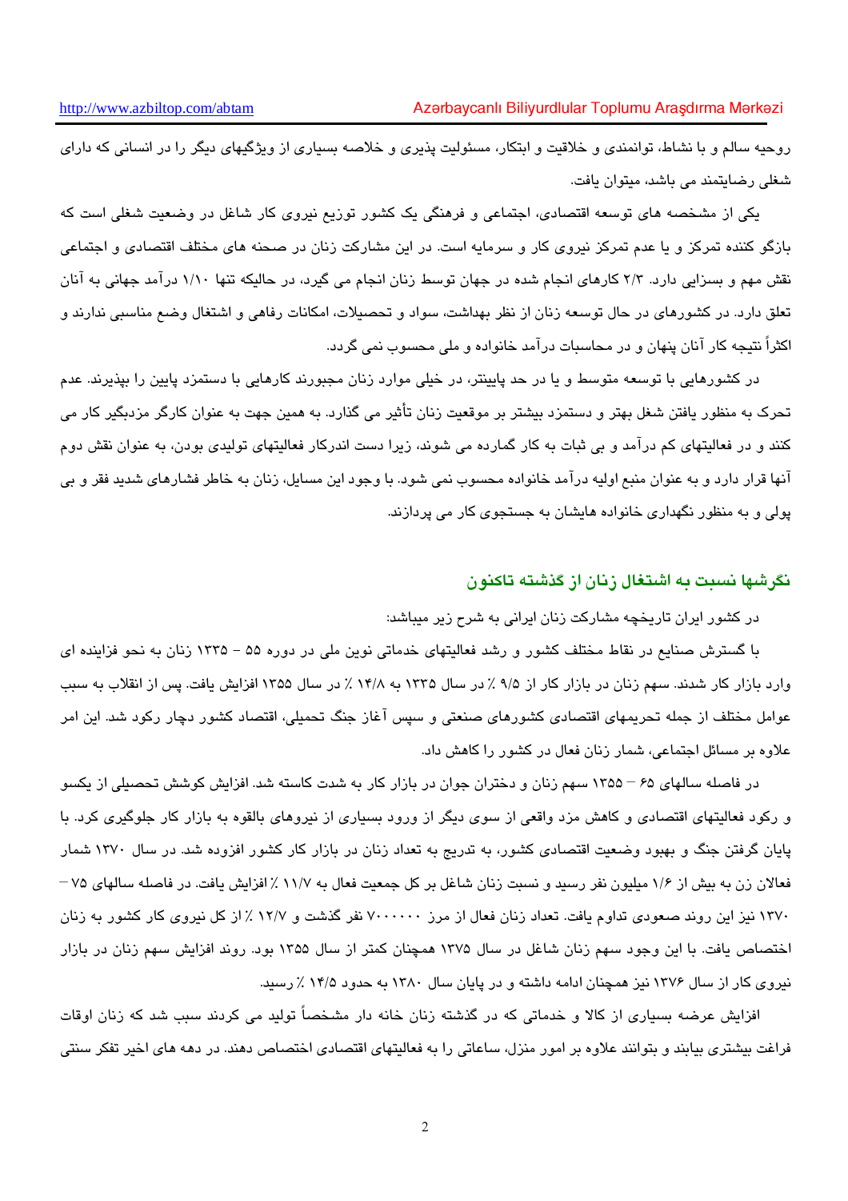روحیه سالم و با نشاط، توانمندی و خلاقیت و ابتکار، مسئولیت پذیری و خلاصه بسیاری از ویژگیهای دیگر را در انسانی که دارای شغلی رضایتمند می باشد، میتوان یافت.

یکی از مشخصه های توسعه اقتصادی، اجتماعی و فرهنگی یک کشور توزیع نیروی کار شاغل در وضعیت شغلی است که بازگو کننده تمرکز و یا عدم تمرکز نیروی کار و سرمایه است. در این مشارکت زنان در صحنه های مختلف اقتصادی و اجتماعی نقش مهم و بسزایی دارد. ۲/۳ کارهای انجام شده در جهان توسط زنان انجام می گیرد، در حالیکه تنها ۱/۱۰ درآمد جهانی به آنان تعلق دارد. در کشورهای در حال توسعه زنان از نظر بهداشت، سواد و تحصیلات، امکانات رفاهی و اشتغال وضع مناسبی ندارند و اکثراً نتیجه کار آنان پنهان و در محاسبات درآمد خانواده و ملی محسوب نمی گردد.

در کشورهایی با توسعه متوسط و یا در حد پایینتر، در خیلی موارد زنان مجبورند کارهایی با دستمزد پایین را بپذیرند. عدم تحرک به منظور یافتن شغل بهتر و دستمزد بیشتر بر موقعیت زنان تأثیر می گذارد. به همین جهت به عنوان کارگر مزدبگیر کار می کنند و در فعالیتهای کم درآمد و بی ثبات به کار گمارده می شوند، زیرا دست اندرکار فعالیتهای تولیدی بودن، به عنوان نقش دوم آنها قرار دارد و به عنوان منبع اولیه درآمد خانواده محسوب نمی شود. با وجود این مسایل، زنان به خاطر فشارهای شدید فقر و بی پولی و به منظور نگهداری خانواده هایشان به جستجوی کار می پردازند.

## نگرشها نسبت به اشتغال زنان از گذشته تاکنون

در کشور ایران تاریخچه مشارکت زنان ایرانی به شرح زیر میباشد:

با گسترش صنایع در نقاط مختلف کشور و رشد فعالیتهای خدماتی نوین ملی در دوره ۵۵ – ۱۳۳۵ زنان به نحو فزاینده ای وارد بازار کار شدند. سهم زنان در بازار کار از ۹/۵ ٪ در سال ۱۳۳۵ به ۱۴/۸ ٪ در سال ۱۳۵۵ افزایش یافت. پس از انقلاب به سبب عوامل مختلف از جمله تحریمهای اقتصادی کشورهای صنعتی و سپس آغاز جنگ تحمیلی، اقتصاد کشور دچار رکود شد. این امر علاوه بر مسائل اجتماعی، شمار زنان فعال در کشور را کاهش داد.

در فاصله سالهای ۶۵ – ۱۳۵۵ سهم زنان و دختران جوان در بازار کار به شدت کاسته شد. افزایش کوشش تحصیلی از یکسو و رکود فعالیتهای اقتصادی و کاهش مزد واقعی از سوی دیگر از ورود بسیاری از نیروهای بالقوه به بازار کار جلوگیری کرد. با پایان گرفتن جنگ و بهبود وضعیت اقتصادی کشور، به تدریج به تعداد زنان در بازار کار کشور افزوده شد. در سال ۱۳۷۰ شمار فعالان زن به بیش از ۱/۶ میلیون نفر رسید و نسبت زنان شاغل بر کل جمعیت فعال به ۱۱/۷ ٪ افزایش یافت. در فاصله سالهای ۷۵ – ۱۳۷۰ نیز این روند صعودی تداوم یافت. تعداد زنان فعال از مرز ۷۰۰۰۰۰۰ نفر گذشت و ۱۲/۷ ٪ از کل نیروی کار کشور به زنان اختصاص یافت. با این وجود سهم زنان شاغل در سال ۱۳۷۵ همچنان کمتر از سال ۱۳۵۵ بود. روند افزایش سهم زنان در بازار نیروی کار از سال ۱۳۷۶ نیز همچنان ادامه داشته و در پایان سال ۱۳۸۰ به حدود ۱۴/۵ ٪ رسید.

افزایش عرضه بسیاری از کالا و خدماتی که در گذشته زنان خانه دار مشخصاً تولید می کردند سبب شد که زنان اوقات فراغت بیشتری بیابند و بتوانند علاوه بر امور منزل، ساعاتی را به فعالیتهای اقتصادی اختصاص دهند. در دهه های اخیر تفکر سنتی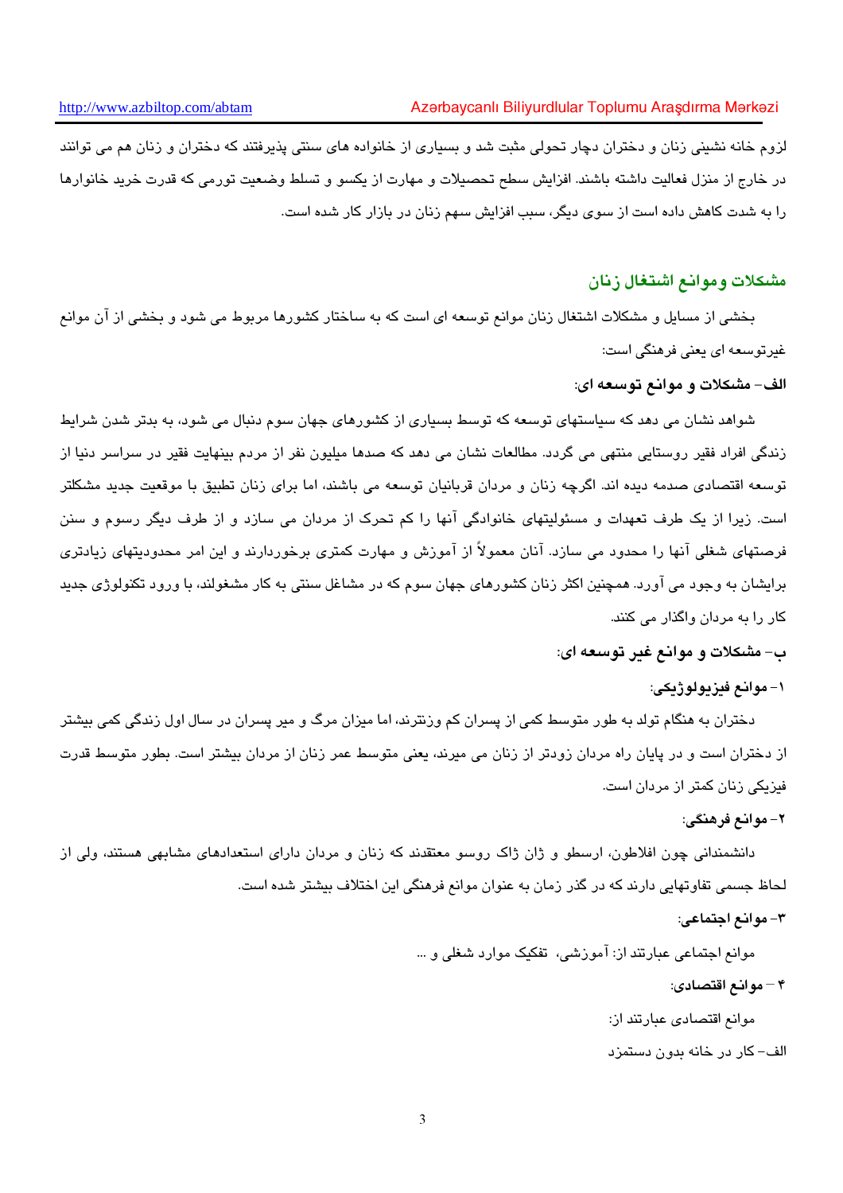لزوم خانه نشینی زنان و دختران دچار تحولی مثبت شد و بسیاری از خانواده های سنتی پذیرفتند که دختران و زنان هم می توانند در خارج از منزل فعالیت داشته باشند. افزایش سطح تحصیلات و مهارت از یکسو و تسلط وضعیت تورمی که قدرت خرید خانوارها را به شدت کاهش داده است از سوی دیگر، سبب افزایش سهم زنان در بازار کار شده است.

## مشکلات وموانع اشتغال زنان

بخشی از مسایل و مشکلات اشتغال زنان موانع توسعه ای است که به ساختار کشورها مربوط می شود و بخشی از آن موانع غیرتوسعه ای یعنی فرهنگی است:

**الف- مشکلات و موانع توسعه ای:**

شواهد نشان می دهد که سیاستهای توسعه که توسط بسیاری از کشورهای جهان سوم دنبال می شود، به بدتر شدن شرایط زندگی افراد فقیر روستایی منتهی می گردد. مطالعات نشان می دهد که صدها میلیون نفر از مردم بینهایت فقیر در سراسر دنیا از توسعه اقتصادی صدمه دیده اند. اگرچه زنان و مردان قربانیان توسعه می باشند، اما برای زنان تطبیق با موقعیت جدید مشکلتر است. زیرا از یک طرف تعهدات و مسئولیتهای خانوادگی آنها را کم تحرک از مردان می سازد و از طرف دیگر رسوم و سنن فرصتهای شغلی آنها را محدود می سازد. آنان معمولاً از آموزش و مهارت کمتری برخوردارند و این امر محدودیتهای زیادتری برایشان به وجود می آورد. همچنین اکثر زنان کشورهای جهان سوم که در مشاغل سنتی به کار مشغولند، با ورود تکنولوژی جدید کار را به مردان واگذار می کنند.

**ب- مشکلات و موانع غیر توسعه ای:**

**۱- موانع فیزیولوژیکی:**

دختران به هنگام تولد به طور متوسط کمی از پسران کم وزنترند، اما میزان مرگ و میر پسران در سال اول زندگی کمی بیشتر از دختران است و در پایان راه مردان زودتر از زنان می میرند، یعنی متوسط عمر زنان از مردان بیشتر است. بطور متوسط قدرت فیزیکی زنان کمتر از مردان است.

**۲- موانع فرهنگی:**

دانشمندانی چون افلاطون، ارسطو و ژان ژاک روسو معتقدند که زنان و مردان دارای استعدادهای مشابهی هستند، ولی از لحاظ جسمی تفاوتهایی دارند که در گذر زمان به عنوان موانع فرهنگی این اختلاف بیشتر شده است.

**۳- موانع اجتماعی:**

موانع اجتماعی عبارتند از: آموزشی، تفکیک موارد شغلی و ...

**۴ – موانع اقتصادی:**

موانع اقتصادی عبارتند از:

الف- کار در خانه بدون دستمزد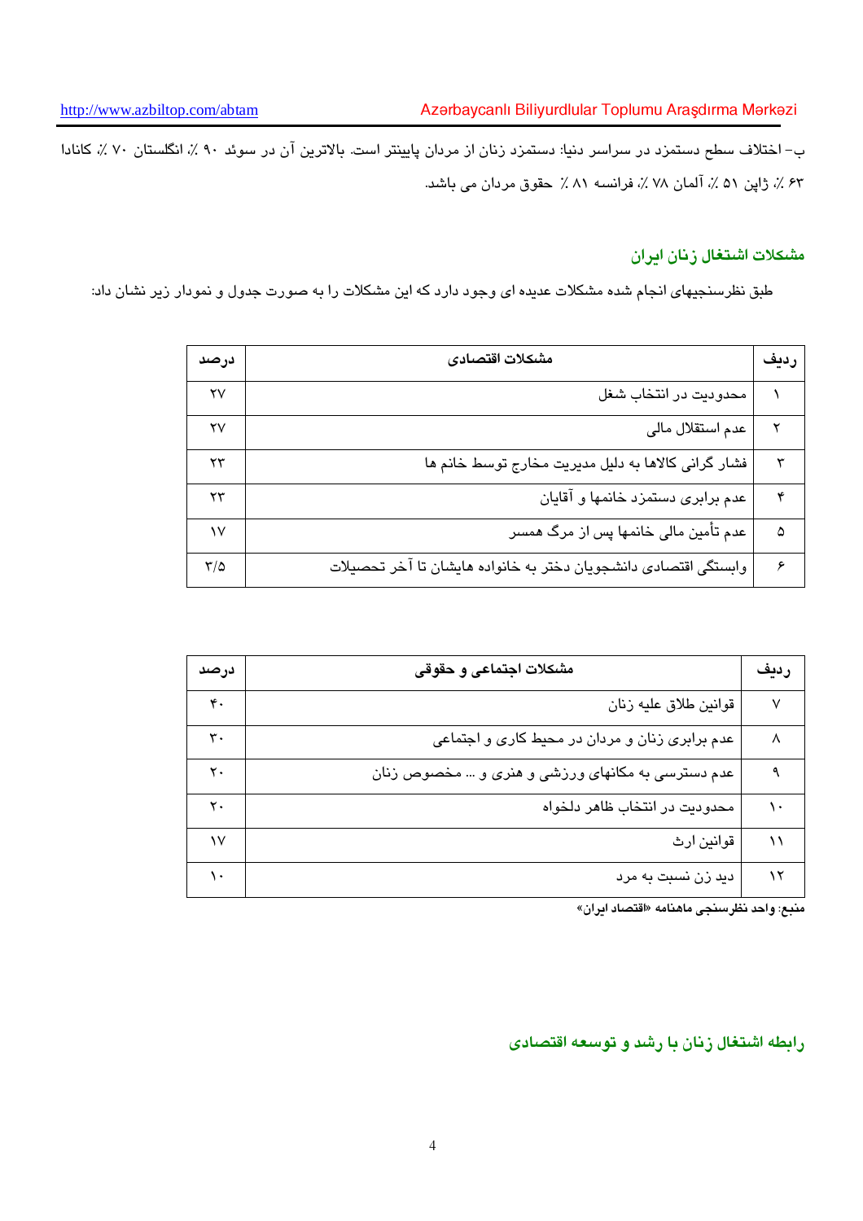ب- اختلاف سطح دستمزد در سراسر دنیا: دستمزد زنان از مردان پایینتر است. بالاترین آن در سوئد ۹۰ ٪، انگلستان ۷۰ ٪، کانادا ۶۳ ٪، ژاپن ۵۱ ٪، آلمان ۷۸ ٪، فرانسه ۸۱ ٪ حقوق مردان می باشد.

## مشکلات اشتغال زنان ایران

طبق نظرسنجیهای انجام شده مشکلات عدیده ای وجود دارد که این مشکلات را به صورت جدول و نمودار زیر نشان داد:

| ردیف | مشکلات اقتصادی | درصد |
|---|---|---|
| ۱ | محدودیت در انتخاب شغل | ۲۷ |
| ۲ | عدم استقلال مالی | ۲۷ |
| ۳ | فشار گرانی کالاها به دلیل مدیریت مخارج توسط خانم ها | ۲۳ |
| ۴ | عدم برابری دستمزد خانمها و آقایان | ۲۳ |
| ۵ | عدم تأمین مالی خانمها پس از مرگ همسر | ۱۷ |
| ۶ | وابستگی اقتصادی دانشجویان دختر به خانواده هایشان تا آخر تحصیلات | ۳/۵ |

| ردیف | مشکلات اجتماعی و حقوقی | درصد |
|---|---|---|
| ۷ | قوانین طلاق علیه زنان | ۴۰ |
| ۸ | عدم برابری زنان و مردان در محیط کاری و اجتماعی | ۳۰ |
| ۹ | عدم دسترسی به مکانهای ورزشی و هنری و ... مخصوص زنان | ۲۰ |
| ۱۰ | محدودیت در انتخاب ظاهر دلخواه | ۲۰ |
| ۱۱ | قوانین ارث | ۱۷ |
| ۱۲ | دید زن نسبت به مرد | ۱۰ |

**منبع: واحد نظرسنجی ماهنامه «اقتصاد ایران»**

## رابطه اشتغال زنان با رشد و توسعه اقتصادی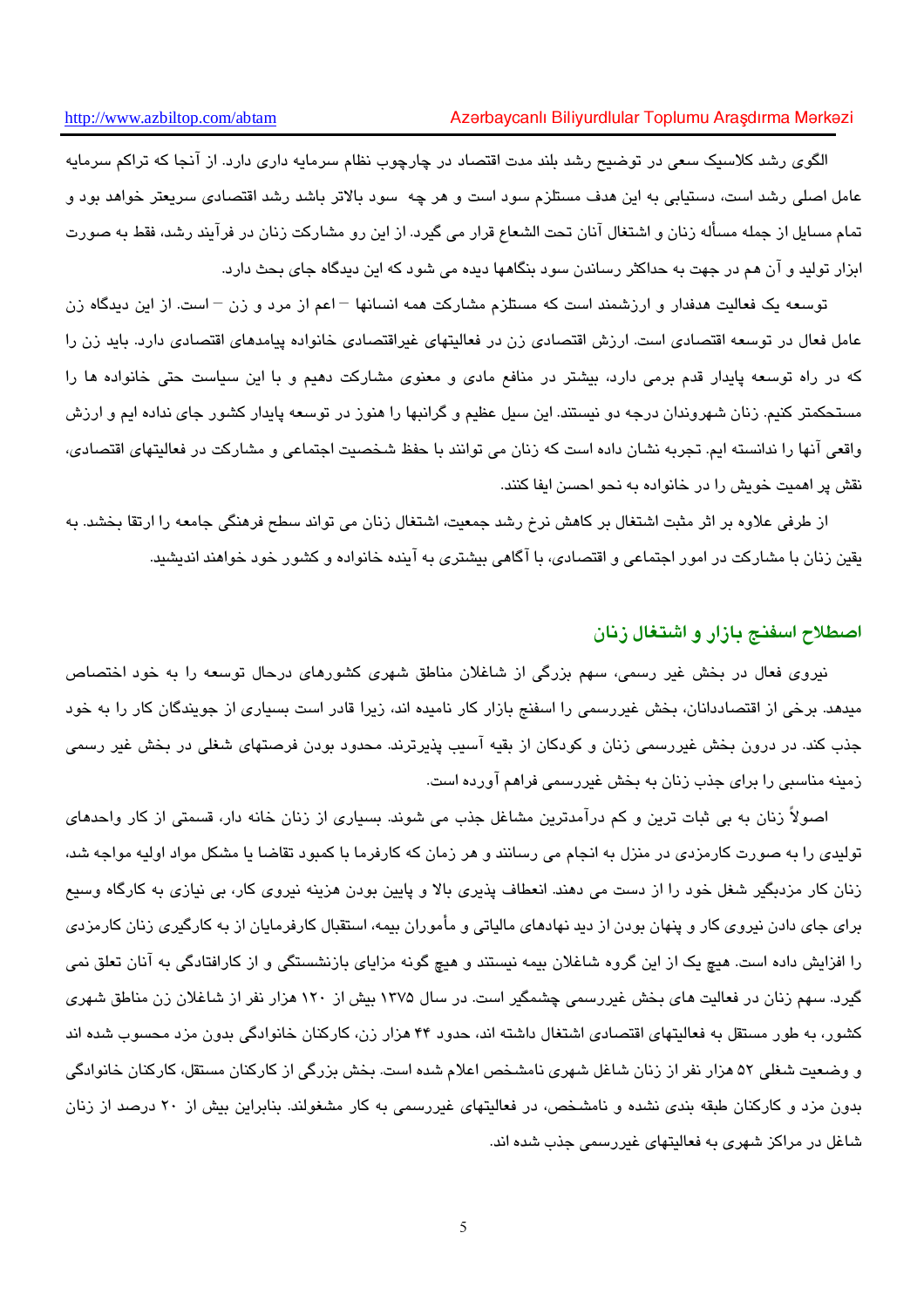الگوی رشد کلاسیک سعی در توضیح رشد بلند مدت اقتصاد در چارچوب نظام سرمایه داری دارد. از آنجا که تراکم سرمایه عامل اصلی رشد است، دستیابی به این هدف مستلزم سود است و هر چه سود بالاتر باشد رشد اقتصادی سریعتر خواهد بود و تمام مسایل از جمله مسأله زنان و اشتغال آنان تحت الشعاع قرار می گیرد. از این رو مشارکت زنان در فرآیند رشد، فقط به صورت ابزار تولید و آن هم در جهت به حداکثر رساندن سود بنگاهها دیده می شود که این دیدگاه جای بحث دارد.

توسعه یک فعالیت هدفدار و ارزشمند است که مستلزم مشارکت همه انسانها – اعم از مرد و زن – است. از این دیدگاه زن عامل فعال در توسعه اقتصادی است. ارزش اقتصادی زن در فعالیتهای غیراقتصادی خانواده پیامدهای اقتصادی دارد. باید زن را که در راه توسعه پایدار قدم برمی دارد، بیشتر در منافع مادی و معنوی مشارکت دهیم و با این سیاست حتی خانواده ها را مستحکمتر کنیم. زنان شهروندان درجه دو نیستند. این سیل عظیم و گرانبها را هنوز در توسعه پایدار کشور جای نداده ایم و ارزش واقعی آنها را ندانسته ایم. تجربه نشان داده است که زنان می توانند با حفظ شخصیت اجتماعی و مشارکت در فعالیتهای اقتصادی، نقش پر اهمیت خویش را در خانواده به نحو احسن ایفا کنند.

از طرفی علاوه بر اثر مثبت اشتغال بر کاهش نرخ رشد جمعیت، اشتغال زنان می تواند سطح فرهنگی جامعه را ارتقا بخشد. به یقین زنان با مشارکت در امور اجتماعی و اقتصادی، با آگاهی بیشتری به آینده خانواده و کشور خود خواهند اندیشید.

## اصطلاح اسفنج بازار و اشتغال زنان

نیروی فعال در بخش غیر رسمی، سهم بزرگی از شاغلان مناطق شهری کشورهای درحال توسعه را به خود اختصاص میدهد. برخی از اقتصاددانان، بخش غیررسمی را اسفنج بازار کار نامیده اند، زیرا قادر است بسیاری از جویندگان کار را به خود جذب کند. در درون بخش غیررسمی زنان و کودکان از بقیه آسیب پذیرترند. محدود بودن فرصتهای شغلی در بخش غیر رسمی زمینه مناسبی را برای جذب زنان به بخش غیررسمی فراهم آورده است.

اصولاً زنان به بی ثبات ترین و کم درآمدترین مشاغل جذب می شوند. بسیاری از زنان خانه دار، قسمتی از کار واحدهای تولیدی را به صورت کارمزدی در منزل به انجام می رسانند و هر زمان که کارفرما با کمبود تقاضا یا مشکل مواد اولیه مواجه شد، زنان کار مزدبگیر شغل خود را از دست می دهند. انعطاف پذیری بالا و پایین بودن هزینه نیروی کار، بی نیازی به کارگاه وسیع برای جای دادن نیروی کار و پنهان بودن از دید نهادهای مالیاتی و مأموران بیمه، استقبال کارفرمایان از به کارگیری زنان کارمزدی را افزایش داده است. هیچ یک از این گروه شاغلان بیمه نیستند و هیچ گونه مزایای بازنشستگی و از کارافتادگی به آنان تعلق نمی گیرد. سهم زنان در فعالیت های بخش غیررسمی چشمگیر است. در سال ۱۳۷۵ بیش از ۱۲۰ هزار نفر از شاغلان زن مناطق شهری کشور، به طور مستقل به فعالیتهای اقتصادی اشتغال داشته اند، حدود ۴۴ هزار زن، کارکنان خانوادگی بدون مزد محسوب شده اند و وضعیت شغلی ۵۲ هزار نفر از زنان شاغل شهری نامشخص اعلام شده است. بخش بزرگی از کارکنان مستقل، کارکنان خانوادگی بدون مزد و کارکنان طبقه بندی نشده و نامشخص، در فعالیتهای غیررسمی به کار مشغولند. بنابراین بیش از ۲۰ درصد از زنان شاغل در مراکز شهری به فعالیتهای غیررسمی جذب شده اند.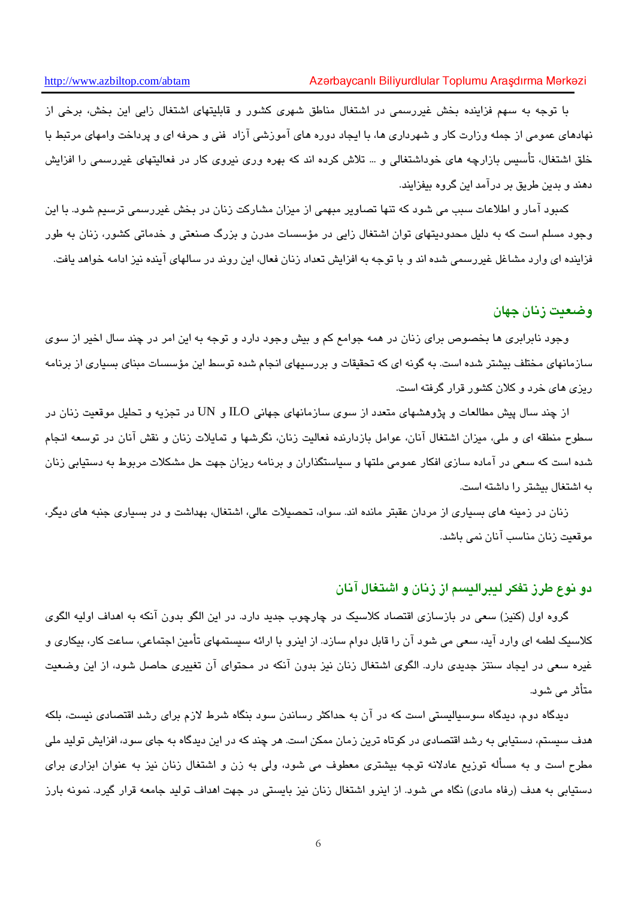با توجه به سهم فزاینده بخش غیررسمی در اشتغال مناطق شهری کشور و قابلیتهای اشتغال زایی این بخش، برخی از نهادهای عمومی از جمله وزارت کار و شهرداری ها، با ایجاد دوره های آموزشی آزاد فنی و حرفه ای و پرداخت وامهای مرتبط با خلق اشتغال، تأسیس بازارچه های خوداشتغالی و ... تلاش کرده اند که بهره وری نیروی کار در فعالیتهای غیررسمی را افزایش دهند و بدین طریق بر درآمد این گروه بیفزایند.

کمبود آمار و اطلاعات سبب می شود که تنها تصاویر مبهمی از میزان مشارکت زنان در بخش غیررسمی ترسیم شود. با این وجود مسلم است که به دلیل محدودیتهای توان اشتغال زایی در مؤسسات مدرن و بزرگ صنعتی و خدماتی کشور، زنان به طور فزاینده ای وارد مشاغل غیررسمی شده اند و با توجه به افزایش تعداد زنان فعال، این روند در سالهای آینده نیز ادامه خواهد یافت.

## وضعیت زنان جهان

وجود نابرابری ها بخصوص برای زنان در همه جوامع کم و بیش وجود دارد و توجه به این امر در چند سال اخیر از سوی سازمانهای مختلف بیشتر شده است. به گونه ای که تحقیقات و بررسیهای انجام شده توسط این مؤسسات مبنای بسیاری از برنامه ریزی های خرد و کلان کشور قرار گرفته است.

از چند سال پیش مطالعات و پژوهشهای متعدد از سوی سازمانهای جهانی ILO و UN در تجزیه و تحلیل موقعیت زنان در سطوح منطقه ای و ملی، میزان اشتغال آنان، عوامل بازدارنده فعالیت زنان، نگرشها و تمایلات زنان و نقش آنان در توسعه انجام شده است که سعی در آماده سازی افکار عمومی ملتها و سیاستگذاران و برنامه ریزان جهت حل مشکلات مربوط به دستیابی زنان به اشتغال بیشتر را داشته است.

زنان در زمینه های بسیاری از مردان عقبتر مانده اند. سواد، تحصیلات عالی، اشتغال، بهداشت و در بسیاری جنبه های دیگر، موقعیت زنان مناسب آنان نمی باشد.

## دو نوع طرز تفکر لیبرالیسم از زنان و اشتغال آنان

گروه اول (کنیز) سعی در بازسازی اقتصاد کلاسیک در چارچوب جدید دارد. در این الگو بدون آنکه به اهداف اولیه الگوی کلاسیک لطمه ای وارد آید، سعی می شود آن را قابل دوام سازد. از اینرو با ارائه سیستمهای تأمین اجتماعی، ساعت کار، بیکاری و غیره سعی در ایجاد سنتز جدیدی دارد. الگوی اشتغال زنان نیز بدون آنکه در محتوای آن تغییری حاصل شود، از این وضعیت متأثر می شود.

دیدگاه دوم، دیدگاه سوسیالیستی است که در آن به حداکثر رساندن سود بنگاه شرط لازم برای رشد اقتصادی نیست، بلکه هدف سیستم، دستیابی به رشد اقتصادی در کوتاه ترین زمان ممکن است. هر چند که در این دیدگاه به جای سود، افزایش تولید ملی مطرح است و به مسأله توزیع عادلانه توجه بیشتری معطوف می شود، ولی به زن و اشتغال زنان نیز به عنوان ابزاری برای دستیابی به هدف (رفاه مادی) نگاه می شود. از اینرو اشتغال زنان نیز بایستی در جهت اهداف تولید جامعه قرار گیرد. نمونه بارز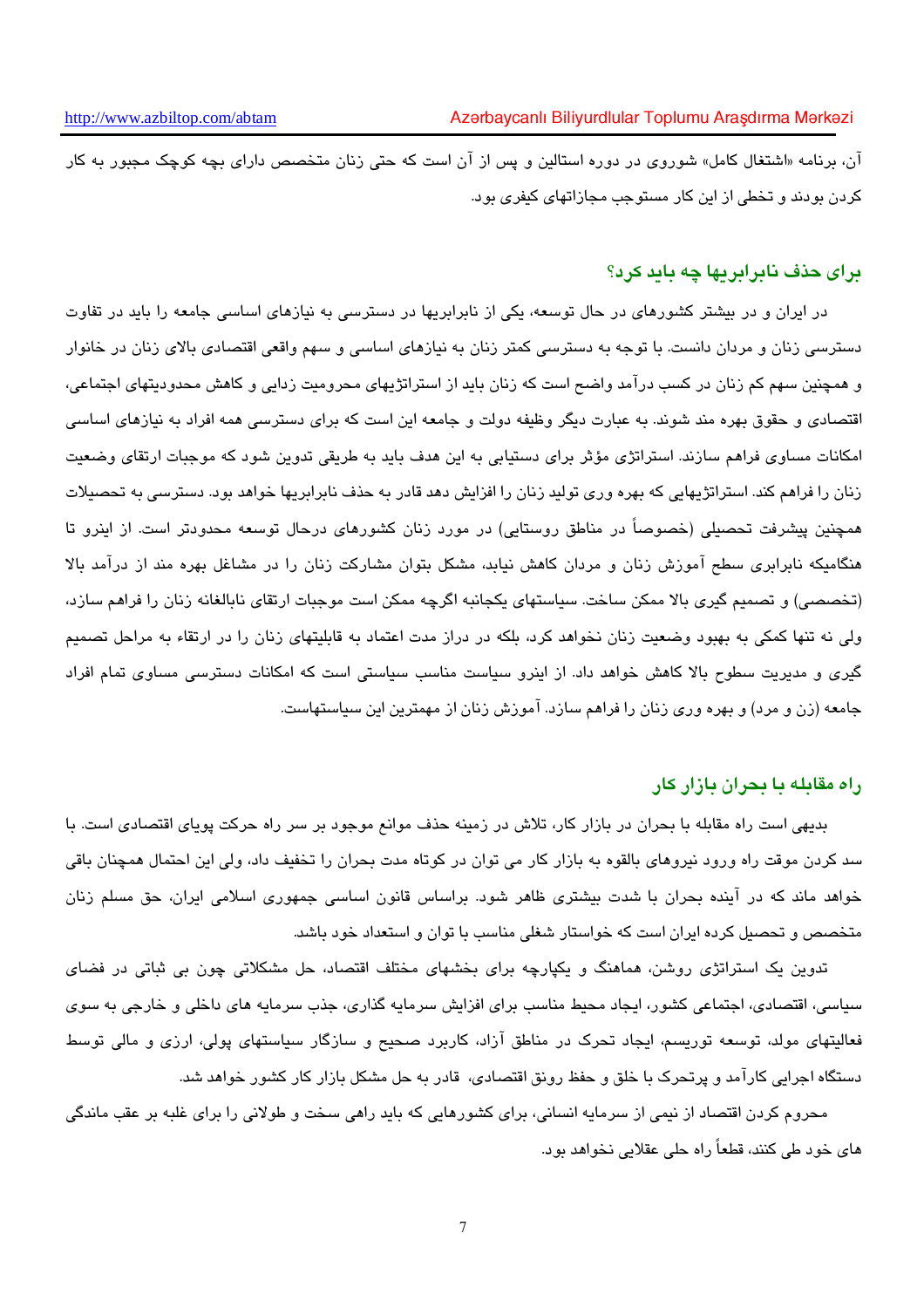آن، برنامه «اشتغال کامل» شوروی در دوره استالین و پس از آن است که حتی زنان متخصص دارای بچه کوچک مجبور به کار کردن بودند و تخطی از این کار مستوجب مجازاتهای کیفری بود.

## برای حذف نابرابریها چه باید کرد؟

در ایران و در بیشتر کشورهای در حال توسعه، یکی از نابرابریها در دسترسی به نیازهای اساسی جامعه را باید در تفاوت دسترسی زنان و مردان دانست. با توجه به دسترسی کمتر زنان به نیازهای اساسی و سهم واقعی اقتصادی بالای زنان در خانوار و همچنین سهم کم زنان در کسب درآمد واضح است که زنان باید از استراتژیهای محرومیت زدایی و کاهش محدودیتهای اجتماعی، اقتصادی و حقوق بهره مند شوند. به عبارت دیگر وظیفه دولت و جامعه این است که برای دسترسی همه افراد به نیازهای اساسی امکانات مساوی فراهم سازند. استراتژی مؤثر برای دستیابی به این هدف باید به طریقی تدوین شود که موجبات ارتقای وضعیت زنان را فراهم کند. استراتژیهایی که بهره وری تولید زنان را افزایش دهد قادر به حذف نابرابریها خواهد بود. دسترسی به تحصیلات همچنین پیشرفت تحصیلی (خصوصاً در مناطق روستایی) در مورد زنان کشورهای درحال توسعه محدودتر است. از اینرو تا هنگامیکه نابرابری سطح آموزش زنان و مردان کاهش نیابد، مشکل بتوان مشارکت زنان را در مشاغل بهره مند از درآمد بالا (تخصصی) و تصمیم گیری بالا ممکن ساخت. سیاستهای یکجانبه اگرچه ممکن است موجبات ارتقای نابالغانه زنان را فراهم سازد، ولی نه تنها کمکی به بهبود وضعیت زنان نخواهد کرد، بلکه در دراز مدت اعتماد به قابلیتهای زنان را در ارتقاء به مراحل تصمیم گیری و مدیریت سطوح بالا کاهش خواهد داد. از اینرو سیاست مناسب سیاستی است که امکانات دسترسی مساوی تمام افراد جامعه (زن و مرد) و بهره وری زنان را فراهم سازد. آموزش زنان از مهمترین این سیاستهاست.

## راه مقابله با بحران بازار کار

بدیهی است راه مقابله با بحران در بازار کار، تلاش در زمینه حذف موانع موجود بر سر راه حرکت پویای اقتصادی است. با سد کردن موقت راه ورود نیروهای بالقوه به بازار کار می توان در کوتاه مدت بحران را تخفیف داد، ولی این احتمال همچنان باقی خواهد ماند که در آینده بحران با شدت بیشتری ظاهر شود. براساس قانون اساسی جمهوری اسلامی ایران، حق مسلم زنان متخصص و تحصیل کرده ایران است که خواستار شغلی مناسب با توان و استعداد خود باشد.

تدوین یک استراتژی روشن، هماهنگ و یکپارچه برای بخشهای مختلف اقتصاد، حل مشکلاتی چون بی ثباتی در فضای سیاسی، اقتصادی، اجتماعی کشور، ایجاد محیط مناسب برای افزایش سرمایه گذاری، جذب سرمایه های داخلی و خارجی به سوی فعالیتهای مولد، توسعه توریسم، ایجاد تحرک در مناطق آزاد، کاربرد صحیح و سازگار سیاستهای پولی، ارزی و مالی توسط دستگاه اجرایی کارآمد و پرتحرک با خلق و حفظ رونق اقتصادی، قادر به حل مشکل بازار کار کشور خواهد شد.

محروم کردن اقتصاد از نیمی از سرمایه انسانی، برای کشورهایی که باید راهی سخت و طولانی را برای غلبه بر عقب ماندگی های خود طی کنند، قطعاً راه حلی عقلایی نخواهد بود.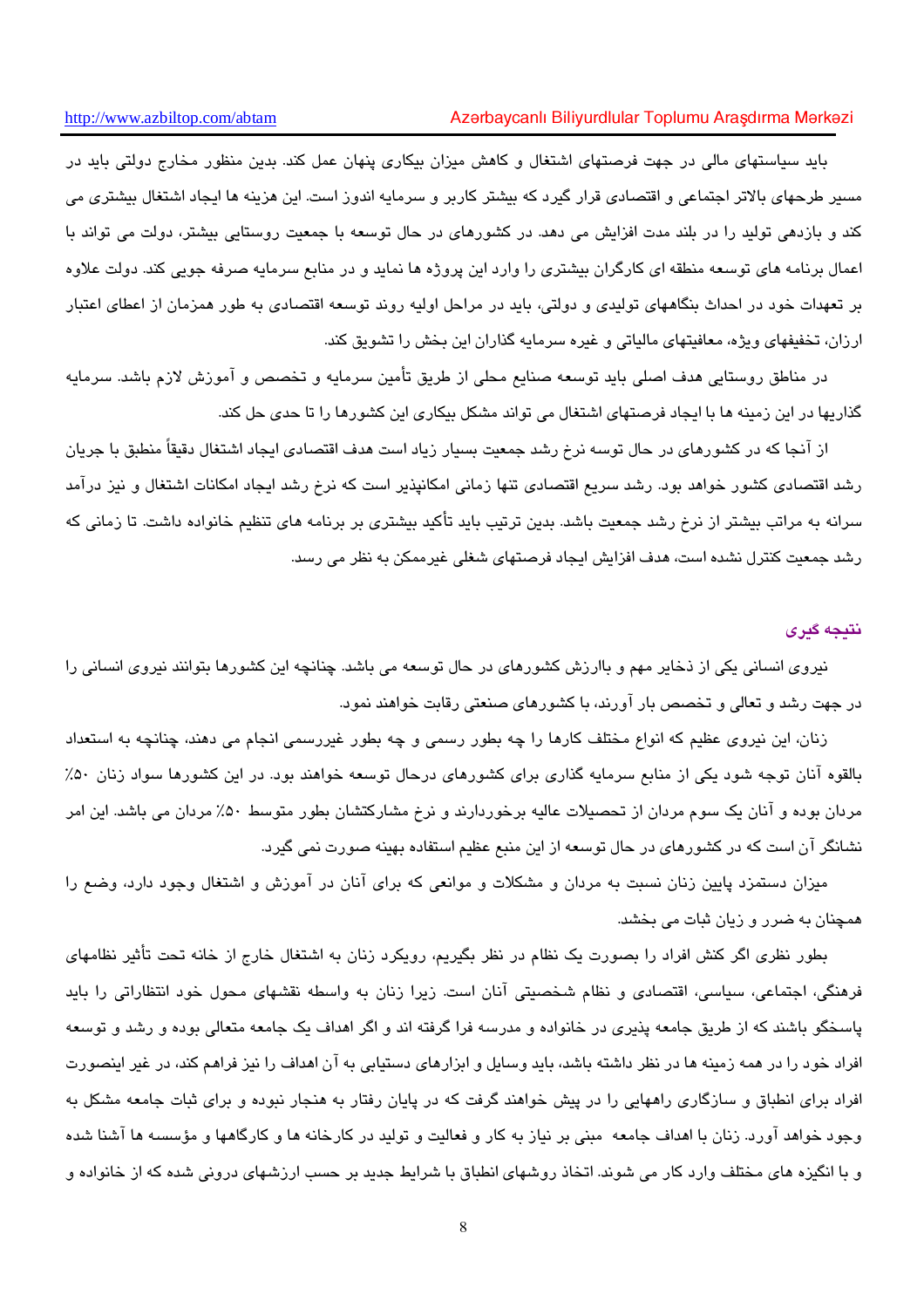باید سیاستهای مالی در جهت فرصتهای اشتغال و کاهش میزان بیکاری پنهان عمل کند. بدین منظور مخارج دولتی باید در مسیر طرحهای بالاتر اجتماعی و اقتصادی قرار گیرد که بیشتر کاربر و سرمایه اندوز است. این هزینه ها ایجاد اشتغال بیشتری می کند و بازدهی تولید را در بلند مدت افزایش می دهد. در کشورهای در حال توسعه با جمعیت روستایی بیشتر، دولت می تواند با اعمال برنامه های توسعه منطقه ای کارگران بیشتری را وارد این پروژه ها نماید و در منابع سرمایه صرفه جویی کند. دولت علاوه بر تعهدات خود در احداث بنگاههای تولیدی و دولتی، باید در مراحل اولیه روند توسعه اقتصادی به طور همزمان از اعطای اعتبار ارزان، تخفیفهای ویژه، معافیتهای مالیاتی و غیره سرمایه گذاران این بخش را تشویق کند.

در مناطق روستایی هدف اصلی باید توسعه صنایع محلی از طریق تأمین سرمایه و تخصص و آموزش لازم باشد. سرمایه گذاریها در این زمینه ها با ایجاد فرصتهای اشتغال می تواند مشکل بیکاری این کشورها را تا حدی حل کند.

از آنجا که در کشورهای در حال توسه نرخ رشد جمعیت بسیار زیاد است هدف اقتصادی ایجاد اشتغال دقیقاً منطبق با جریان رشد اقتصادی کشور خواهد بود. رشد سریع اقتصادی تنها زمانی امکانپذیر است که نرخ رشد ایجاد امکانات اشتغال و نیز درآمد سرانه به مراتب بیشتر از نرخ رشد جمعیت باشد. بدین ترتیب باید تأکید بیشتری بر برنامه های تنظیم خانواده داشت. تا زمانی که رشد جمعیت کنترل نشده است، هدف افزایش ایجاد فرصتهای شغلی غیرممکن به نظر می رسد.

## نتیجه گیری

نیروی انسانی یکی از ذخایر مهم و باارزش کشورهای در حال توسعه می باشد. چنانچه این کشورها بتوانند نیروی انسانی را در جهت رشد و تعالی و تخصص بار آورند، با کشورهای صنعتی رقابت خواهند نمود.

زنان، این نیروی عظیم که انواع مختلف کارها را چه بطور رسمی و چه بطور غیررسمی انجام می دهند، چنانچه به استعداد بالقوه آنان توجه شود یکی از منابع سرمایه گذاری برای کشورهای درحال توسعه خواهند بود. در این کشورها سواد زنان ۵۰٪ مردان بوده و آنان یک سوم مردان از تحصیلات عالیه برخوردارند و نرخ مشارکتشان بطور متوسط ۵۰٪ مردان می باشد. این امر نشانگر آن است که در کشورهای در حال توسعه از این منبع عظیم استفاده بهینه صورت نمی گیرد.

میزان دستمزد پایین زنان نسبت به مردان و مشکلات و موانعی که برای آنان در آموزش و اشتغال وجود دارد، وضع را همچنان به ضرر و زیان ثبات می بخشد.

بطور نظری اگر کنش افراد را بصورت یک نظام در نظر بگیریم، رویکرد زنان به اشتغال خارج از خانه تحت تأثیر نظامهای فرهنگی، اجتماعی، سیاسی، اقتصادی و نظام شخصیتی آنان است. زیرا زنان به واسطه نقشهای محول خود انتظاراتی را باید پاسخگو باشند که از طریق جامعه پذیری در خانواده و مدرسه فرا گرفته اند و اگر اهداف یک جامعه متعالی بوده و رشد و توسعه افراد خود را در همه زمینه ها در نظر داشته باشد، باید وسایل و ابزارهای دستیابی به آن اهداف را نیز فراهم کند، در غیر اینصورت افراد برای انطباق و سازگاری راههایی را در پیش خواهند گرفت که در پایان رفتار به هنجار نبوده و برای ثبات جامعه مشکل به وجود خواهد آورد. زنان با اهداف جامعه مبنی بر نیاز به کار و فعالیت و تولید در کارخانه ها و کارگاهها و مؤسسه ها آشنا شده و با انگیزه های مختلف وارد کار می شوند. اتخاذ روشهای انطباق با شرایط جدید بر حسب ارزشهای درونی شده که از خانواده و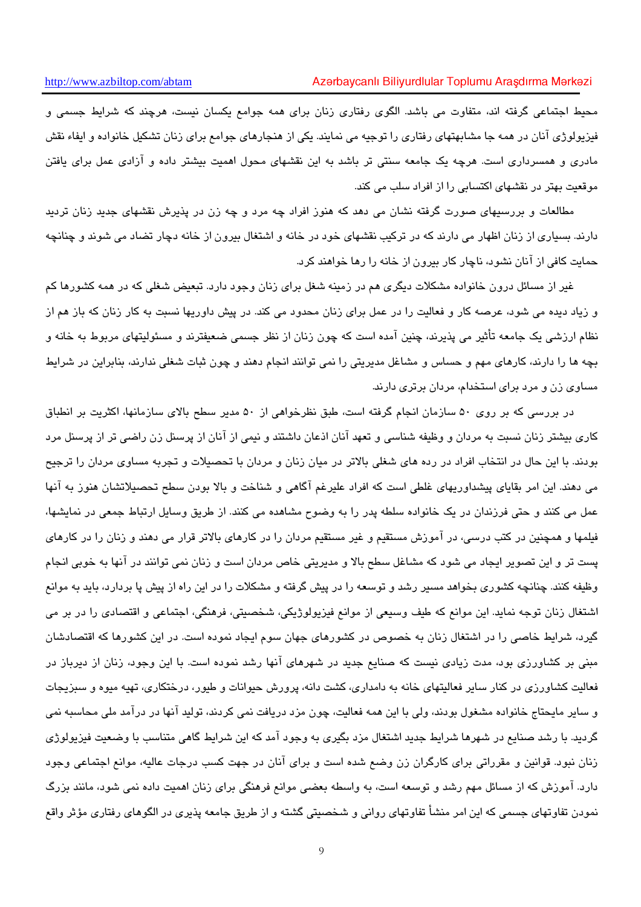محیط اجتماعی گرفته اند، متفاوت می باشد. الگوی رفتاری زنان برای همه جوامع یکسان نیست، هرچند که شرایط جسمی و فیزیولوژی آنان در همه جا مشابهتهای رفتاری را توجیه می نمایند. یکی از هنجارهای جوامع برای زنان تشکیل خانواده و ایفاء نقش مادری و همسرداری است. هرچه یک جامعه سنتی تر باشد به این نقشهای محول اهمیت بیشتر داده و آزادی عمل برای یافتن موقعیت بهتر در نقشهای اکتسابی را از افراد سلب می کند.

مطالعات و بررسیهای صورت گرفته نشان می دهد که هنوز افراد چه مرد و چه زن در پذیرش نقشهای جدید زنان تردید دارند. بسیاری از زنان اظهار می دارند که در ترکیب نقشهای خود در خانه و اشتغال بیرون از خانه دچار تضاد می شوند و چنانچه حمایت کافی از آنان نشود، ناچار کار بیرون از خانه را رها خواهند کرد.

غیر از مسائل درون خانواده مشکلات دیگری هم در زمینه شغل برای زنان وجود دارد. تبعیض شغلی که در همه کشورها کم و زیاد دیده می شود، عرصه کار و فعالیت را در عمل برای زنان محدود می کند. در پیش داوریها نسبت به کار زنان که باز هم از نظام ارزشی یک جامعه تأثیر می پذیرند، چنین آمده است که چون زنان از نظر جسمی ضعیفترند و مسئولیتهای مربوط به خانه و بچه ها را دارند، کارهای مهم و حساس و مشاغل مدیریتی را نمی توانند انجام دهند و چون ثبات شغلی ندارند، بنابراین در شرایط مساوی زن و مرد برای استخدام، مردان برتری دارند.

در بررسی که بر روی ۵۰ سازمان انجام گرفته است، طبق نظرخواهی از ۵۰ مدیر سطح بالای سازمانها، اکثریت بر انطباق کاری بیشتر زنان نسبت به مردان و وظیفه شناسی و تعهد آنان اذعان داشتند و نیمی از آنان از پرسنل زن راضی تر از پرسنل مرد بودند. با این حال در انتخاب افراد در رده های شغلی بالاتر در میان زنان و مردان با تحصیلات و تجربه مساوی مردان را ترجیح می دهند. این امر بقایای پیشداوریهای غلطی است که افراد علیرغم آگاهی و شناخت و بالا بودن سطح تحصیلاتشان هنوز به آنها عمل می کنند و حتی فرزندان در یک خانواده سلطه پدر را به وضوح مشاهده می کنند. از طریق وسایل ارتباط جمعی در نمایشها، فیلمها و همچنین در کتب درسی، در آموزش مستقیم و غیر مستقیم مردان را در کارهای بالاتر قرار می دهند و زنان را در کارهای پست تر و این تصویر ایجاد می شود که مشاغل سطح بالا و مدیریتی خاص مردان است و زنان نمی توانند در آنها به خوبی انجام وظیفه کنند. چنانچه کشوری بخواهد مسیر رشد و توسعه را در پیش گرفته و مشکلات را در این راه از پیش پا بردارد، باید به موانع اشتغال زنان توجه نماید. این موانع که طیف وسیعی از موانع فیزیولوژیکی، شخصیتی، فرهنگی، اجتماعی و اقتصادی را در بر می گیرد، شرایط خاصی را در اشتغال زنان به خصوص در کشورهای جهان سوم ایجاد نموده است. در این کشورها که اقتصادشان مبنی بر کشاورزی بود، مدت زیادی نیست که صنایع جدید در شهرهای آنها رشد نموده است. با این وجود، زنان از دیرباز در فعالیت کشاورزی در کنار سایر فعالیتهای خانه به دامداری، کشت دانه، پرورش حیوانات و طیور، درختکاری، تهیه میوه و سبزیجات و سایر مایحتاج خانواده مشغول بودند، ولی با این همه فعالیت، چون مزد دریافت نمی کردند، تولید آنها در درآمد ملی محاسبه نمی گردید. با رشد صنایع در شهرها شرایط جدید اشتغال مزد بگیری به وجود آمد که این شرایط گاهی متناسب با وضعیت فیزیولوژی زنان نبود. قوانین و مقرراتی برای کارگران زن وضع شده است و برای آنان در جهت کسب درجات عالیه، موانع اجتماعی وجود دارد. آموزش که از مسائل مهم رشد و توسعه است، به واسطه بعضی موانع فرهنگی برای زنان اهمیت داده نمی شود، مانند بزرگ نمودن تفاوتهای جسمی که این امر منشأ تفاوتهای روانی و شخصیتی گشته و از طریق جامعه پذیری در الگوهای رفتاری مؤثر واقع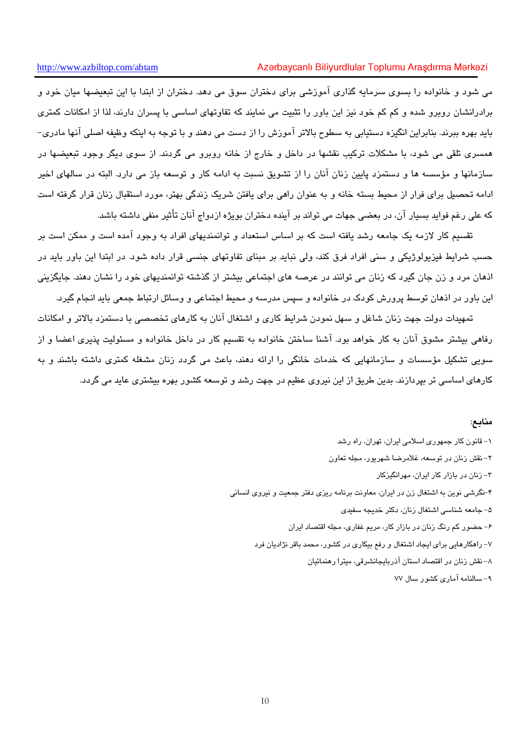می شود و خانواده را بسوی سرمایه گذاری آموزشی برای دختران سوق می دهد. دختران از ابتدا با این تبعیضها میان خود و برادرانشان روبرو شده و کم کم خود نیز این باور را تثبیت می نمایند که تفاوتهای اساسی با پسران دارند، لذا از امکانات کمتری باید بهره ببرند. بنابراین انگیزه دستیابی به سطوح بالاتر آموزش را از دست می دهند و با توجه به اینکه وظیفه اصلی آنها مادری- همسری تلقی می شود، با مشکلات ترکیب نقشها در داخل و خارج از خانه روبرو می گردند. از سوی دیگر وجود تبعیضها در سازمانها و مؤسسه ها و دستمزد پایین زنان آنان را از تشویق نسبت به ادامه کار و توسعه باز می دارد. البته در سالهای اخیر ادامه تحصیل برای فرار از محیط بسته خانه و به عنوان راهی برای یافتن شریک زندگی بهتر، مورد استقبال زنان قرار گرفته است که علی رغم فواید بسیار آن، در بعضی جهات می تواند بر آینده دختران بویژه ازدواج آنان تأثیر منفی داشته باشد.

تقسیم کار لازمه یک جامعه رشد یافته است که بر اساس استعداد و توانمندیهای افراد به وجود آمده است و ممکن است بر حسب شرایط فیزیولوژیکی و سنی افراد فرق کند، ولی نباید بر مبنای تفاوتهای جنسی قرار داده شود. در ابتدا این باور باید در اذهان مرد و زن جان گیرد که زنان می توانند در عرصه های اجتماعی بیشتر از گذشته توانمندیهای خود را نشان دهند. جایگزینی این باور در اذهان توسط پرورش کودک در خانواده و سپس مدرسه و محیط اجتماعی و وسائل ارتباط جمعی باید انجام گیرد.

تمهیدات دولت جهت زنان شاغل و سهل نمودن شرایط کاری و اشتغال آنان به کارهای تخصصی با دستمزد بالاتر و امکانات رفاهی بیشتر مشوق آنان به کار خواهد بود. آشنا ساختن خانواده به تقسیم کار در داخل خانواده و مسئولیت پذیری اعضا و از سویی تشکیل مؤسسات و سازمانهایی که خدمات خانگی را ارائه دهند، باعث می گردد زنان مشغله کمتری داشته باشند و به کارهای اساسی تر بپردازند. بدین طریق از این نیروی عظیم در جهت رشد و توسعه کشور بهره بیشتری عاید می گردد.

**منابع:**

۱- قانون کار جمهوری اسلامی ایران، تهران، راه رشد

۲- نقش زنان در توسعه، غلامرضا شهریور، مجله تعاون

۳- زنان در بازار کار ایران، مهرانگیزکار

۴-نگرشی نوین به اشتغال زن در ایران، معاونت برنامه ریزی دفتر جمعیت و نیروی انسانی

۵- جامعه شناسی اشتغال زنان، دکتر خدیجه سفیدی

۶- حضور کم رنگ زنان در بازار کار، مریم غفاری، مجله اقتصاد ایران

۷- راهکارهایی برای ایجاد اشتغال و رفع بیکاری در کشور، محمد باقر نژادیان فرد

۸- نقش زنان در اقتصاد استان آذربایجانشرقی، میترا رهنمائیان

۹- سالنامه آماری کشور سال ۷۷